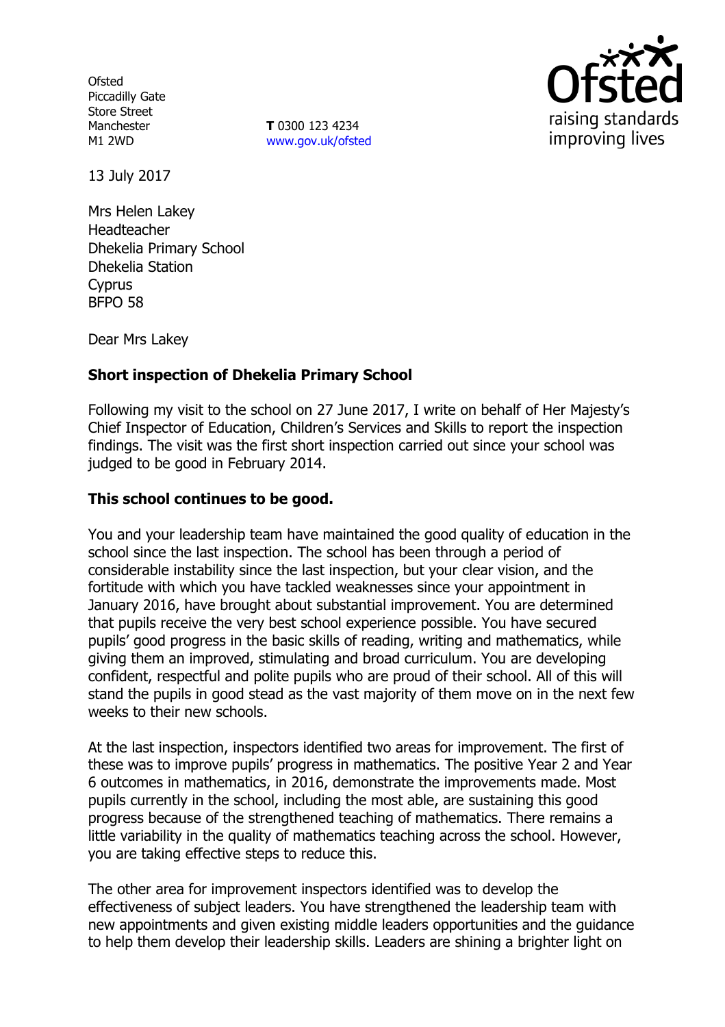Ofsted
Piccadilly Gate
Store Street
Manchester
M1 2WD

**T** 0300 123 4234
www.gov.uk/ofsted

13 July 2017

Mrs Helen Lakey
Headteacher
Dhekelia Primary School
Dhekelia Station
Cyprus
BFPO 58

Dear Mrs Lakey

**Short inspection of Dhekelia Primary School**

Following my visit to the school on 27 June 2017, I write on behalf of Her Majesty's Chief Inspector of Education, Children's Services and Skills to report the inspection findings. The visit was the first short inspection carried out since your school was judged to be good in February 2014.

**This school continues to be good.**

You and your leadership team have maintained the good quality of education in the school since the last inspection. The school has been through a period of considerable instability since the last inspection, but your clear vision, and the fortitude with which you have tackled weaknesses since your appointment in January 2016, have brought about substantial improvement. You are determined that pupils receive the very best school experience possible. You have secured pupils' good progress in the basic skills of reading, writing and mathematics, while giving them an improved, stimulating and broad curriculum. You are developing confident, respectful and polite pupils who are proud of their school. All of this will stand the pupils in good stead as the vast majority of them move on in the next few weeks to their new schools.

At the last inspection, inspectors identified two areas for improvement. The first of these was to improve pupils' progress in mathematics. The positive Year 2 and Year 6 outcomes in mathematics, in 2016, demonstrate the improvements made. Most pupils currently in the school, including the most able, are sustaining this good progress because of the strengthened teaching of mathematics. There remains a little variability in the quality of mathematics teaching across the school. However, you are taking effective steps to reduce this.

The other area for improvement inspectors identified was to develop the effectiveness of subject leaders. You have strengthened the leadership team with new appointments and given existing middle leaders opportunities and the guidance to help them develop their leadership skills. Leaders are shining a brighter light on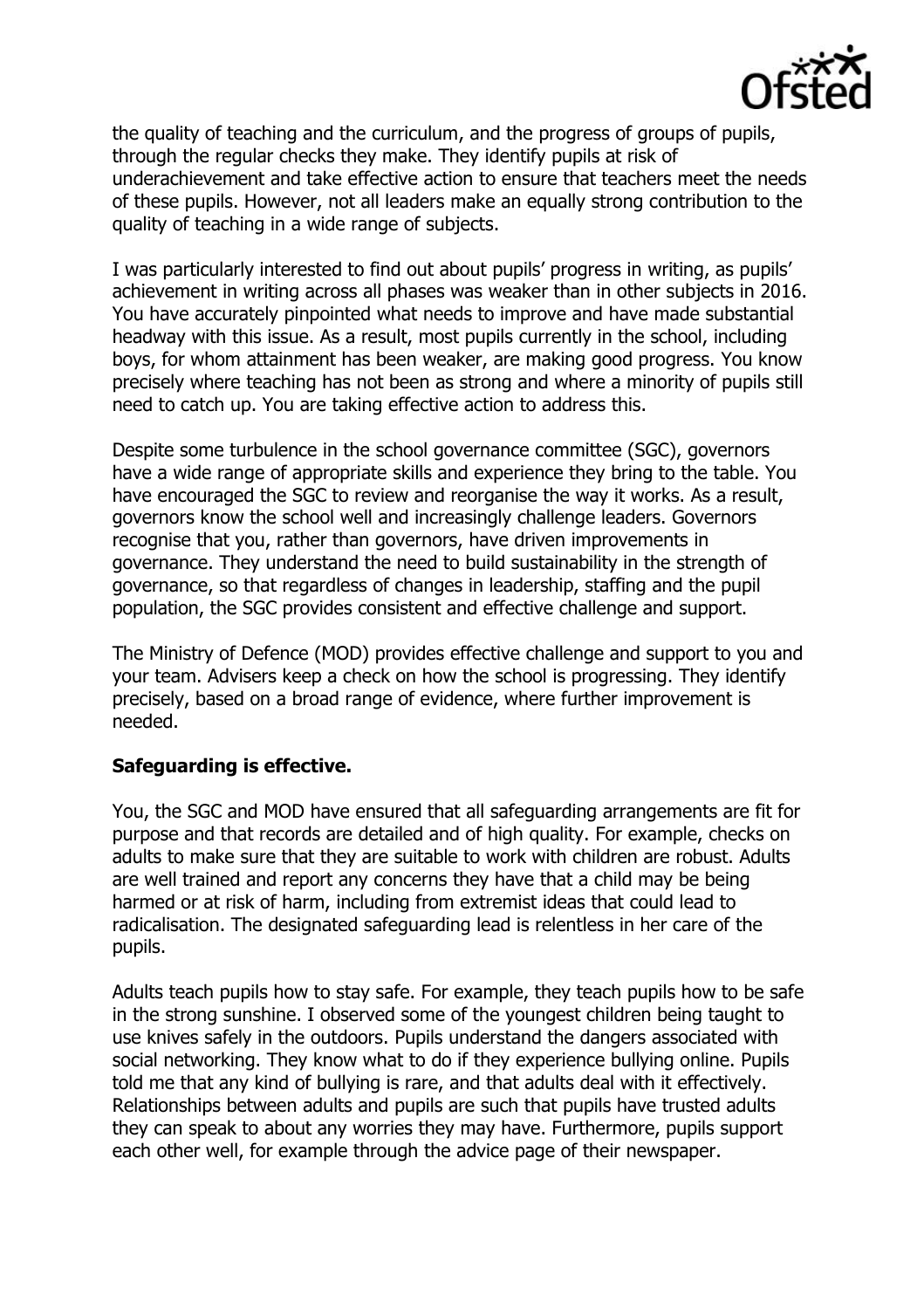the quality of teaching and the curriculum, and the progress of groups of pupils, through the regular checks they make. They identify pupils at risk of underachievement and take effective action to ensure that teachers meet the needs of these pupils. However, not all leaders make an equally strong contribution to the quality of teaching in a wide range of subjects.

I was particularly interested to find out about pupils' progress in writing, as pupils' achievement in writing across all phases was weaker than in other subjects in 2016. You have accurately pinpointed what needs to improve and have made substantial headway with this issue. As a result, most pupils currently in the school, including boys, for whom attainment has been weaker, are making good progress. You know precisely where teaching has not been as strong and where a minority of pupils still need to catch up. You are taking effective action to address this.

Despite some turbulence in the school governance committee (SGC), governors have a wide range of appropriate skills and experience they bring to the table. You have encouraged the SGC to review and reorganise the way it works. As a result, governors know the school well and increasingly challenge leaders. Governors recognise that you, rather than governors, have driven improvements in governance. They understand the need to build sustainability in the strength of governance, so that regardless of changes in leadership, staffing and the pupil population, the SGC provides consistent and effective challenge and support.

The Ministry of Defence (MOD) provides effective challenge and support to you and your team. Advisers keep a check on how the school is progressing. They identify precisely, based on a broad range of evidence, where further improvement is needed.

**Safeguarding is effective.**

You, the SGC and MOD have ensured that all safeguarding arrangements are fit for purpose and that records are detailed and of high quality. For example, checks on adults to make sure that they are suitable to work with children are robust. Adults are well trained and report any concerns they have that a child may be being harmed or at risk of harm, including from extremist ideas that could lead to radicalisation. The designated safeguarding lead is relentless in her care of the pupils.

Adults teach pupils how to stay safe. For example, they teach pupils how to be safe in the strong sunshine. I observed some of the youngest children being taught to use knives safely in the outdoors. Pupils understand the dangers associated with social networking. They know what to do if they experience bullying online. Pupils told me that any kind of bullying is rare, and that adults deal with it effectively. Relationships between adults and pupils are such that pupils have trusted adults they can speak to about any worries they may have. Furthermore, pupils support each other well, for example through the advice page of their newspaper.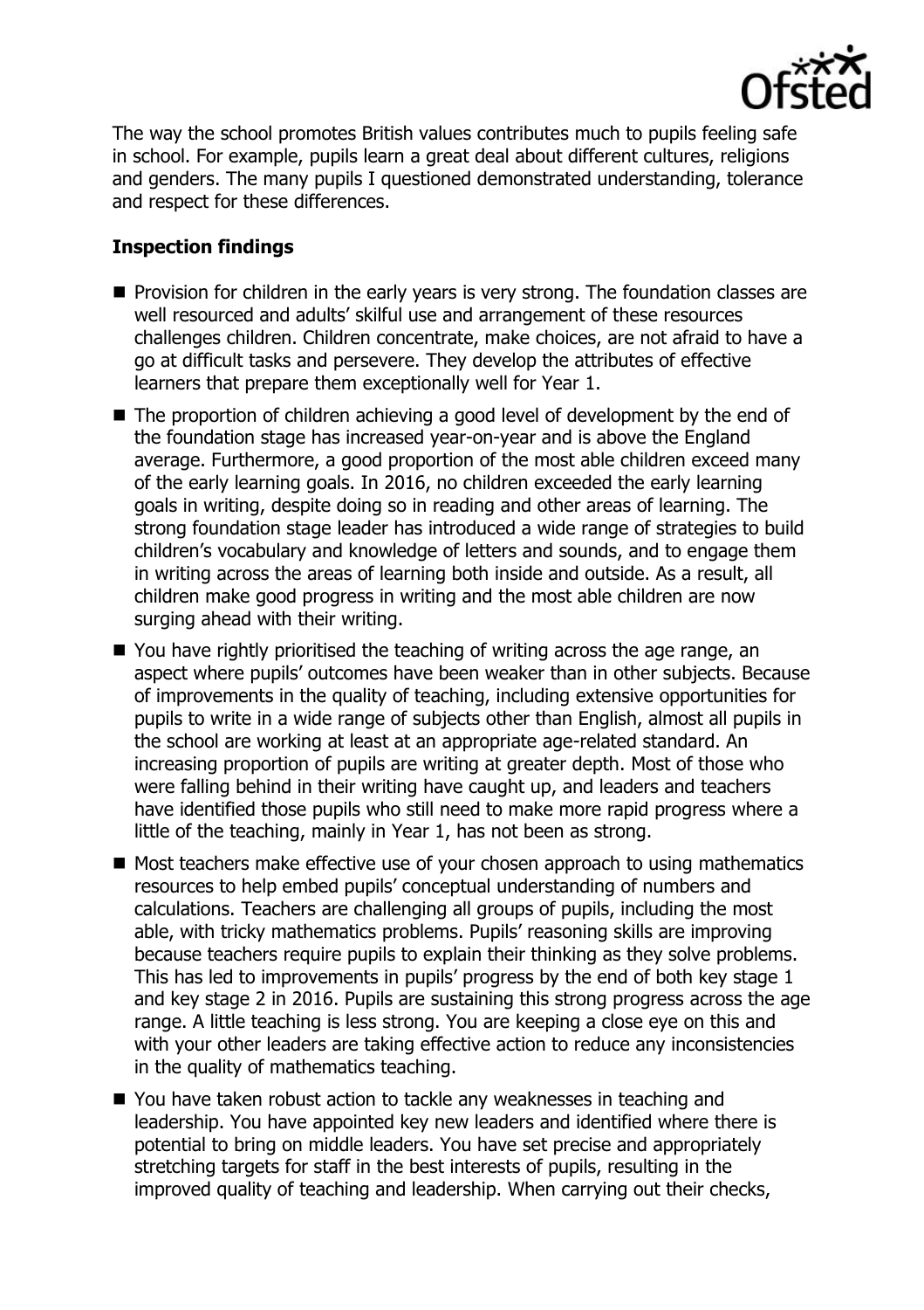The way the school promotes British values contributes much to pupils feeling safe in school. For example, pupils learn a great deal about different cultures, religions and genders. The many pupils I questioned demonstrated understanding, tolerance and respect for these differences.

## Inspection findings

- Provision for children in the early years is very strong. The foundation classes are well resourced and adults' skilful use and arrangement of these resources challenges children. Children concentrate, make choices, are not afraid to have a go at difficult tasks and persevere. They develop the attributes of effective learners that prepare them exceptionally well for Year 1.
- The proportion of children achieving a good level of development by the end of the foundation stage has increased year-on-year and is above the England average. Furthermore, a good proportion of the most able children exceed many of the early learning goals. In 2016, no children exceeded the early learning goals in writing, despite doing so in reading and other areas of learning. The strong foundation stage leader has introduced a wide range of strategies to build children's vocabulary and knowledge of letters and sounds, and to engage them in writing across the areas of learning both inside and outside. As a result, all children make good progress in writing and the most able children are now surging ahead with their writing.
- You have rightly prioritised the teaching of writing across the age range, an aspect where pupils' outcomes have been weaker than in other subjects. Because of improvements in the quality of teaching, including extensive opportunities for pupils to write in a wide range of subjects other than English, almost all pupils in the school are working at least at an appropriate age-related standard. An increasing proportion of pupils are writing at greater depth. Most of those who were falling behind in their writing have caught up, and leaders and teachers have identified those pupils who still need to make more rapid progress where a little of the teaching, mainly in Year 1, has not been as strong.
- Most teachers make effective use of your chosen approach to using mathematics resources to help embed pupils' conceptual understanding of numbers and calculations. Teachers are challenging all groups of pupils, including the most able, with tricky mathematics problems. Pupils' reasoning skills are improving because teachers require pupils to explain their thinking as they solve problems. This has led to improvements in pupils' progress by the end of both key stage 1 and key stage 2 in 2016. Pupils are sustaining this strong progress across the age range. A little teaching is less strong. You are keeping a close eye on this and with your other leaders are taking effective action to reduce any inconsistencies in the quality of mathematics teaching.
- You have taken robust action to tackle any weaknesses in teaching and leadership. You have appointed key new leaders and identified where there is potential to bring on middle leaders. You have set precise and appropriately stretching targets for staff in the best interests of pupils, resulting in the improved quality of teaching and leadership. When carrying out their checks,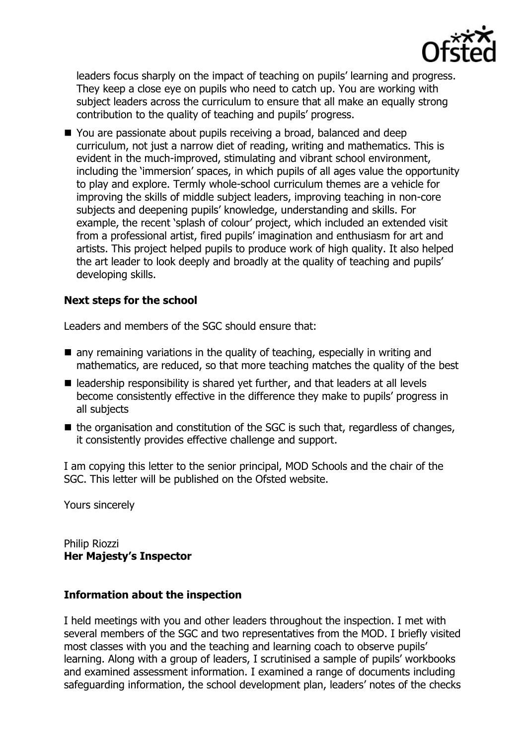leaders focus sharply on the impact of teaching on pupils' learning and progress. They keep a close eye on pupils who need to catch up. You are working with subject leaders across the curriculum to ensure that all make an equally strong contribution to the quality of teaching and pupils' progress.

- You are passionate about pupils receiving a broad, balanced and deep curriculum, not just a narrow diet of reading, writing and mathematics. This is evident in the much-improved, stimulating and vibrant school environment, including the 'immersion' spaces, in which pupils of all ages value the opportunity to play and explore. Termly whole-school curriculum themes are a vehicle for improving the skills of middle subject leaders, improving teaching in non-core subjects and deepening pupils' knowledge, understanding and skills. For example, the recent 'splash of colour' project, which included an extended visit from a professional artist, fired pupils' imagination and enthusiasm for art and artists. This project helped pupils to produce work of high quality. It also helped the art leader to look deeply and broadly at the quality of teaching and pupils' developing skills.

**Next steps for the school**

Leaders and members of the SGC should ensure that:

- any remaining variations in the quality of teaching, especially in writing and mathematics, are reduced, so that more teaching matches the quality of the best
- leadership responsibility is shared yet further, and that leaders at all levels become consistently effective in the difference they make to pupils' progress in all subjects
- the organisation and constitution of the SGC is such that, regardless of changes, it consistently provides effective challenge and support.

I am copying this letter to the senior principal, MOD Schools and the chair of the SGC. This letter will be published on the Ofsted website.

Yours sincerely

Philip Riozzi
**Her Majesty's Inspector**

**Information about the inspection**

I held meetings with you and other leaders throughout the inspection. I met with several members of the SGC and two representatives from the MOD. I briefly visited most classes with you and the teaching and learning coach to observe pupils' learning. Along with a group of leaders, I scrutinised a sample of pupils' workbooks and examined assessment information. I examined a range of documents including safeguarding information, the school development plan, leaders' notes of the checks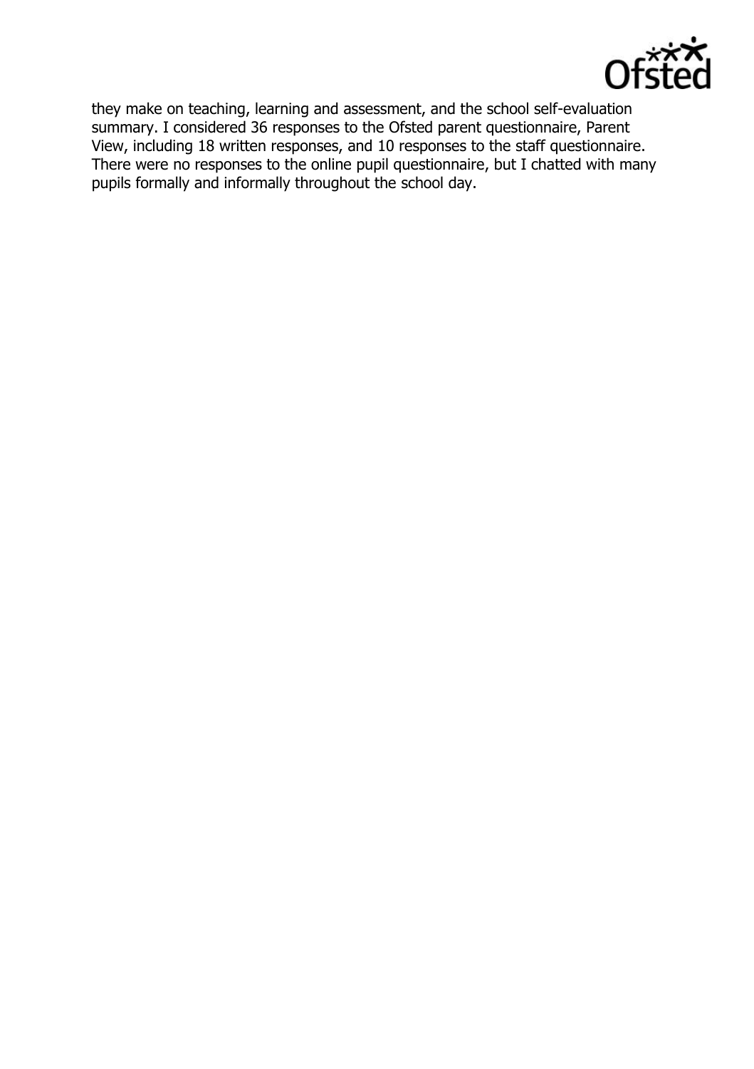they make on teaching, learning and assessment, and the school self-evaluation summary. I considered 36 responses to the Ofsted parent questionnaire, Parent View, including 18 written responses, and 10 responses to the staff questionnaire. There were no responses to the online pupil questionnaire, but I chatted with many pupils formally and informally throughout the school day.